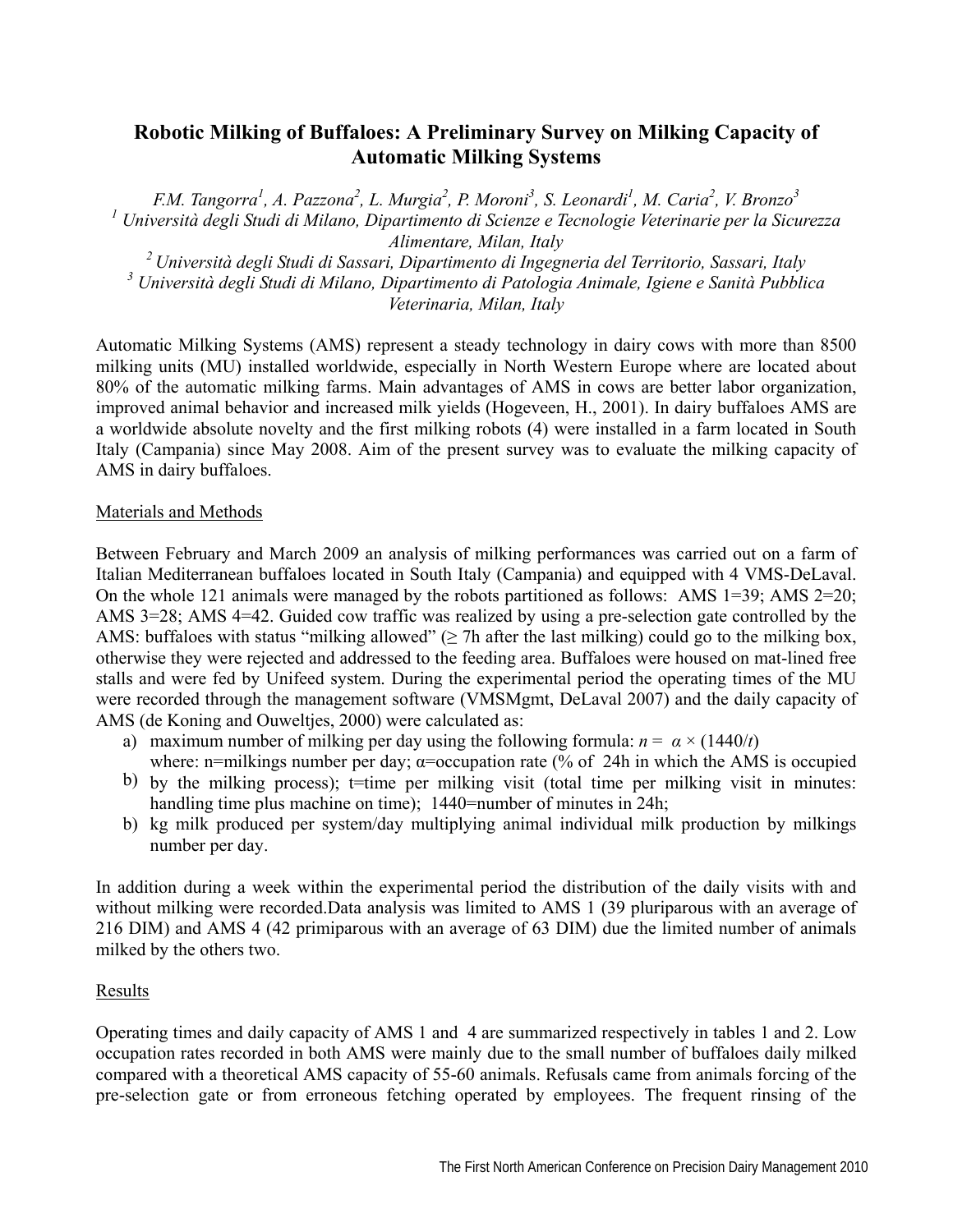# Robotic Milking of Buffaloes: A Preliminary Survey on Milking Capacity of Automatic Milking Systems

*F.M. Tangorra[1], A. Pazzona[2], L. Murgia[2], P. Moroni[3], S. Leonardi[1], M. Caria[2], V. Bronzo[3]*

*[1] Università degli Studi di Milano, Dipartimento di Scienze e Tecnologie Veterinarie per la Sicurezza Alimentare, Milan, Italy*

*[2] Università degli Studi di Sassari, Dipartimento di Ingegneria del Territorio, Sassari, Italy*

*[3] Università degli Studi di Milano, Dipartimento di Patologia Animale, Igiene e Sanità Pubblica Veterinaria, Milan, Italy*

Automatic Milking Systems (AMS) represent a steady technology in dairy cows with more than 8500 milking units (MU) installed worldwide, especially in North Western Europe where are located about 80% of the automatic milking farms. Main advantages of AMS in cows are better labor organization, improved animal behavior and increased milk yields (Hogeveen, H., 2001). In dairy buffaloes AMS are a worldwide absolute novelty and the first milking robots (4) were installed in a farm located in South Italy (Campania) since May 2008. Aim of the present survey was to evaluate the milking capacity of AMS in dairy buffaloes.

## Materials and Methods

Between February and March 2009 an analysis of milking performances was carried out on a farm of Italian Mediterranean buffaloes located in South Italy (Campania) and equipped with 4 VMS-DeLaval. On the whole 121 animals were managed by the robots partitioned as follows: AMS 1=39; AMS 2=20; AMS 3=28; AMS 4=42. Guided cow traffic was realized by using a pre-selection gate controlled by the AMS: buffaloes with status "milking allowed" (≥ 7h after the last milking) could go to the milking box, otherwise they were rejected and addressed to the feeding area. Buffaloes were housed on mat-lined free stalls and were fed by Unifeed system. During the experimental period the operating times of the MU were recorded through the management software (VMSMgmt, DeLaval 2007) and the daily capacity of AMS (de Koning and Ouweltjes, 2000) were calculated as:

a) maximum number of milking per day using the following formula: $n = \alpha \times (1440/t)$
b) where: n=milkings number per day; α=occupation rate (% of 24h in which the AMS is occupied by the milking process); t=time per milking visit (total time per milking visit in minutes: handling time plus machine on time); 1440=number of minutes in 24h;
b) kg milk produced per system/day multiplying animal individual milk production by milkings number per day.

In addition during a week within the experimental period the distribution of the daily visits with and without milking were recorded.Data analysis was limited to AMS 1 (39 pluriparous with an average of 216 DIM) and AMS 4 (42 primiparous with an average of 63 DIM) due the limited number of animals milked by the others two.

## Results

Operating times and daily capacity of AMS 1 and 4 are summarized respectively in tables 1 and 2. Low occupation rates recorded in both AMS were mainly due to the small number of buffaloes daily milked compared with a theoretical AMS capacity of 55-60 animals. Refusals came from animals forcing of the pre-selection gate or from erroneous fetching operated by employees. The frequent rinsing of the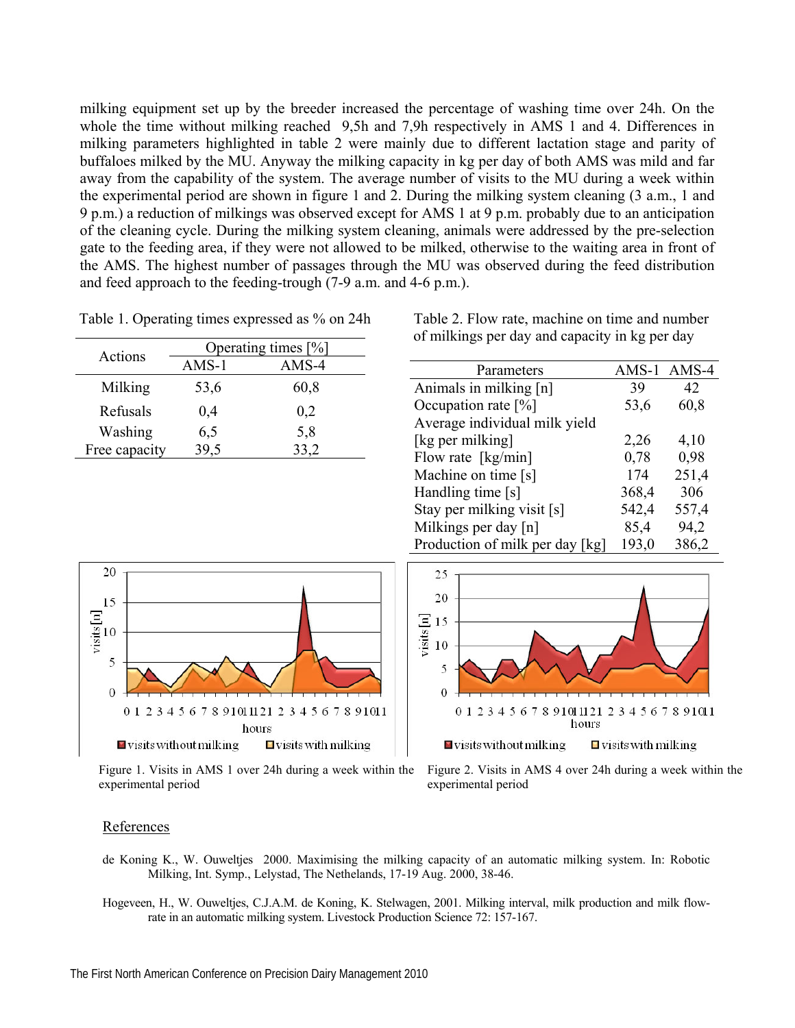milking equipment set up by the breeder increased the percentage of washing time over 24h. On the whole the time without milking reached 9,5h and 7,9h respectively in AMS 1 and 4. Differences in milking parameters highlighted in table 2 were mainly due to different lactation stage and parity of buffaloes milked by the MU. Anyway the milking capacity in kg per day of both AMS was mild and far away from the capability of the system. The average number of visits to the MU during a week within the experimental period are shown in figure 1 and 2. During the milking system cleaning (3 a.m., 1 and 9 p.m.) a reduction of milkings was observed except for AMS 1 at 9 p.m. probably due to an anticipation of the cleaning cycle. During the milking system cleaning, animals were addressed by the pre-selection gate to the feeding area, if they were not allowed to be milked, otherwise to the waiting area in front of the AMS. The highest number of passages through the MU was observed during the feed distribution and feed approach to the feeding-trough (7-9 a.m. and 4-6 p.m.).

Table 1. Operating times expressed as % on 24h

| Actions | Operating times [%] | |
|---|---|---|
| | AMS-1 | AMS-4 |
| Milking | 53,6 | 60,8 |
| Refusals | 0,4 | 0,2 |
| Washing | 6,5 | 5,8 |
| Free capacity | 39,5 | 33,2 |

Table 2. Flow rate, machine on time and number of milkings per day and capacity in kg per day

| Parameters | AMS-1 | AMS-4 |
|---|---|---|
| Animals in milking [n] | 39 | 42 |
| Occupation rate [%] | 53,6 | 60,8 |
| Average individual milk yield [kg per milking] | 2,26 | 4,10 |
| Flow rate [kg/min] | 0,78 | 0,98 |
| Machine on time [s] | 174 | 251,4 |
| Handling time [s] | 368,4 | 306 |
| Stay per milking visit [s] | 542,4 | 557,4 |
| Milkings per day [n] | 85,4 | 94,2 |
| Production of milk per day [kg] | 193,0 | 386,2 |

20
15
10
5
0
visits [n]
0 1 2 3 4 5 6 7 8 9 10 11 12 1 2 3 4 5 6 7 8 9 10 11
hours
visits without milking
visits with milking

Figure 1. Visits in AMS 1 over 24h during a week within the experimental period

25
20
15
10
5
0
visits [n]
0 1 2 3 4 5 6 7 8 9 10 11 12 1 2 3 4 5 6 7 8 9 10 11
hours
visits without milking
visits with milking

Figure 2. Visits in AMS 4 over 24h during a week within the experimental period

## References

de Koning K., W. Ouweltjes 2000. Maximising the milking capacity of an automatic milking system. In: Robotic Milking, Int. Symp., Lelystad, The Nethelands, 17-19 Aug. 2000, 38-46.

Hogeveen, H., W. Ouweltjes, C.J.A.M. de Koning, K. Stelwagen, 2001. Milking interval, milk production and milk flow-rate in an automatic milking system. Livestock Production Science 72: 157-167.